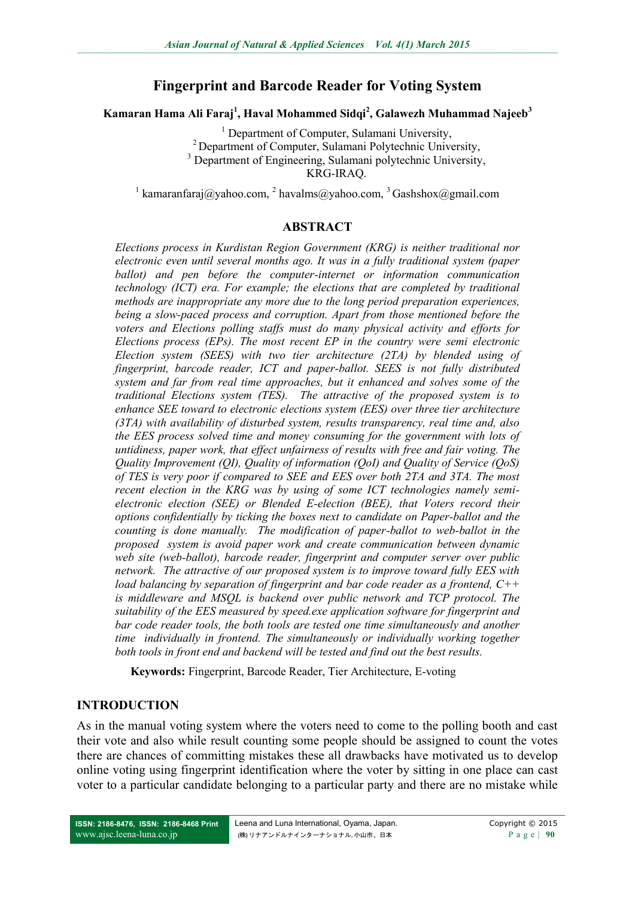# Fingerprint and Barcode Reader for Voting System

**Kamaran Hama Ali Faraj[1], Haval Mohammed Sidqi[2], Galawezh Muhammad Najeeb[3]**

[1] Department of Computer, Sulamani University,
[2] Department of Computer, Sulamani Polytechnic University,
[3] Department of Engineering, Sulamani polytechnic University,
KRG-IRAQ.

[1] kamaranfaraj@yahoo.com, [2] havalms@yahoo.com, [3] Gashshox@gmail.com

## ABSTRACT

*Elections process in Kurdistan Region Government (KRG) is neither traditional nor electronic even until several months ago. It was in a fully traditional system (paper ballot) and pen before the computer-internet or information communication technology (ICT) era. For example; the elections that are completed by traditional methods are inappropriate any more due to the long period preparation experiences, being a slow-paced process and corruption. Apart from those mentioned before the voters and Elections polling staffs must do many physical activity and efforts for Elections process (EPs). The most recent EP in the country were semi electronic Election system (SEES) with two tier architecture (2TA) by blended using of fingerprint, barcode reader, ICT and paper-ballot. SEES is not fully distributed system and far from real time approaches, but it enhanced and solves some of the traditional Elections system (TES). The attractive of the proposed system is to enhance SEE toward to electronic elections system (EES) over three tier architecture (3TA) with availability of disturbed system, results transparency, real time and, also the EES process solved time and money consuming for the government with lots of untidiness, paper work, that effect unfairness of results with free and fair voting. The Quality Improvement (QI), Quality of information (QoI) and Quality of Service (QoS) of TES is very poor if compared to SEE and EES over both 2TA and 3TA. The most recent election in the KRG was by using of some ICT technologies namely semi-electronic election (SEE) or Blended E-election (BEE), that Voters record their options confidentially by ticking the boxes next to candidate on Paper-ballot and the counting is done manually. The modification of paper-ballot to web-ballot in the proposed system is avoid paper work and create communication between dynamic web site (web-ballot), barcode reader, fingerprint and computer server over public network. The attractive of our proposed system is to improve toward fully EES with load balancing by separation of fingerprint and bar code reader as a frontend, C++ is middleware and MSQL is backend over public network and TCP protocol. The suitability of the EES measured by speed.exe application software for fingerprint and bar code reader tools, the both tools are tested one time simultaneously and another time individually in frontend. The simultaneously or individually working together both tools in front end and backend will be tested and find out the best results.*

**Keywords:** Fingerprint, Barcode Reader, Tier Architecture, E-voting

## INTRODUCTION

As in the manual voting system where the voters need to come to the polling booth and cast their vote and also while result counting some people should be assigned to count the votes there are chances of committing mistakes these all drawbacks have motivated us to develop online voting using fingerprint identification where the voter by sitting in one place can cast voter to a particular candidate belonging to a particular party and there are no mistake while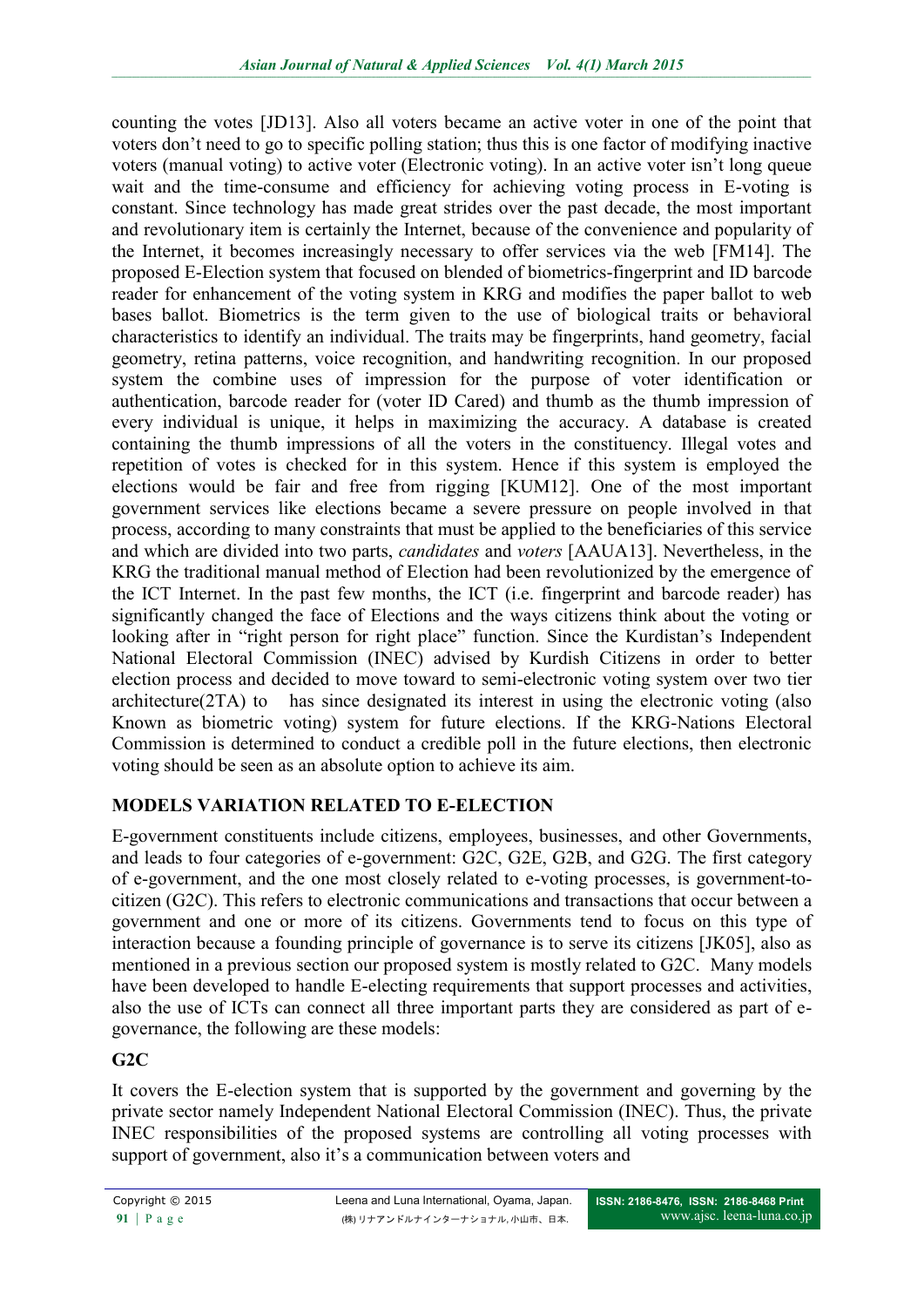counting the votes [JD13]. Also all voters became an active voter in one of the point that voters don't need to go to specific polling station; thus this is one factor of modifying inactive voters (manual voting) to active voter (Electronic voting). In an active voter isn't long queue wait and the time-consume and efficiency for achieving voting process in E-voting is constant. Since technology has made great strides over the past decade, the most important and revolutionary item is certainly the Internet, because of the convenience and popularity of the Internet, it becomes increasingly necessary to offer services via the web [FM14]. The proposed E-Election system that focused on blended of biometrics-fingerprint and ID barcode reader for enhancement of the voting system in KRG and modifies the paper ballot to web bases ballot. Biometrics is the term given to the use of biological traits or behavioral characteristics to identify an individual. The traits may be fingerprints, hand geometry, facial geometry, retina patterns, voice recognition, and handwriting recognition. In our proposed system the combine uses of impression for the purpose of voter identification or authentication, barcode reader for (voter ID Cared) and thumb as the thumb impression of every individual is unique, it helps in maximizing the accuracy. A database is created containing the thumb impressions of all the voters in the constituency. Illegal votes and repetition of votes is checked for in this system. Hence if this system is employed the elections would be fair and free from rigging [KUM12]. One of the most important government services like elections became a severe pressure on people involved in that process, according to many constraints that must be applied to the beneficiaries of this service and which are divided into two parts, *candidates* and *voters* [AAUA13]. Nevertheless, in the KRG the traditional manual method of Election had been revolutionized by the emergence of the ICT Internet. In the past few months, the ICT (i.e. fingerprint and barcode reader) has significantly changed the face of Elections and the ways citizens think about the voting or looking after in "right person for right place" function. Since the Kurdistan's Independent National Electoral Commission (INEC) advised by Kurdish Citizens in order to better election process and decided to move toward to semi-electronic voting system over two tier architecture(2TA) to has since designated its interest in using the electronic voting (also Known as biometric voting) system for future elections. If the KRG-Nations Electoral Commission is determined to conduct a credible poll in the future elections, then electronic voting should be seen as an absolute option to achieve its aim.

## MODELS VARIATION RELATED TO E-ELECTION

E-government constituents include citizens, employees, businesses, and other Governments, and leads to four categories of e-government: G2C, G2E, G2B, and G2G. The first category of e-government, and the one most closely related to e-voting processes, is government-to-citizen (G2C). This refers to electronic communications and transactions that occur between a government and one or more of its citizens. Governments tend to focus on this type of interaction because a founding principle of governance is to serve its citizens [JK05], also as mentioned in a previous section our proposed system is mostly related to G2C. Many models have been developed to handle E-electing requirements that support processes and activities, also the use of ICTs can connect all three important parts they are considered as part of e-governance, the following are these models:

### G2C

It covers the E-election system that is supported by the government and governing by the private sector namely Independent National Electoral Commission (INEC). Thus, the private INEC responsibilities of the proposed systems are controlling all voting processes with support of government, also it's a communication between voters and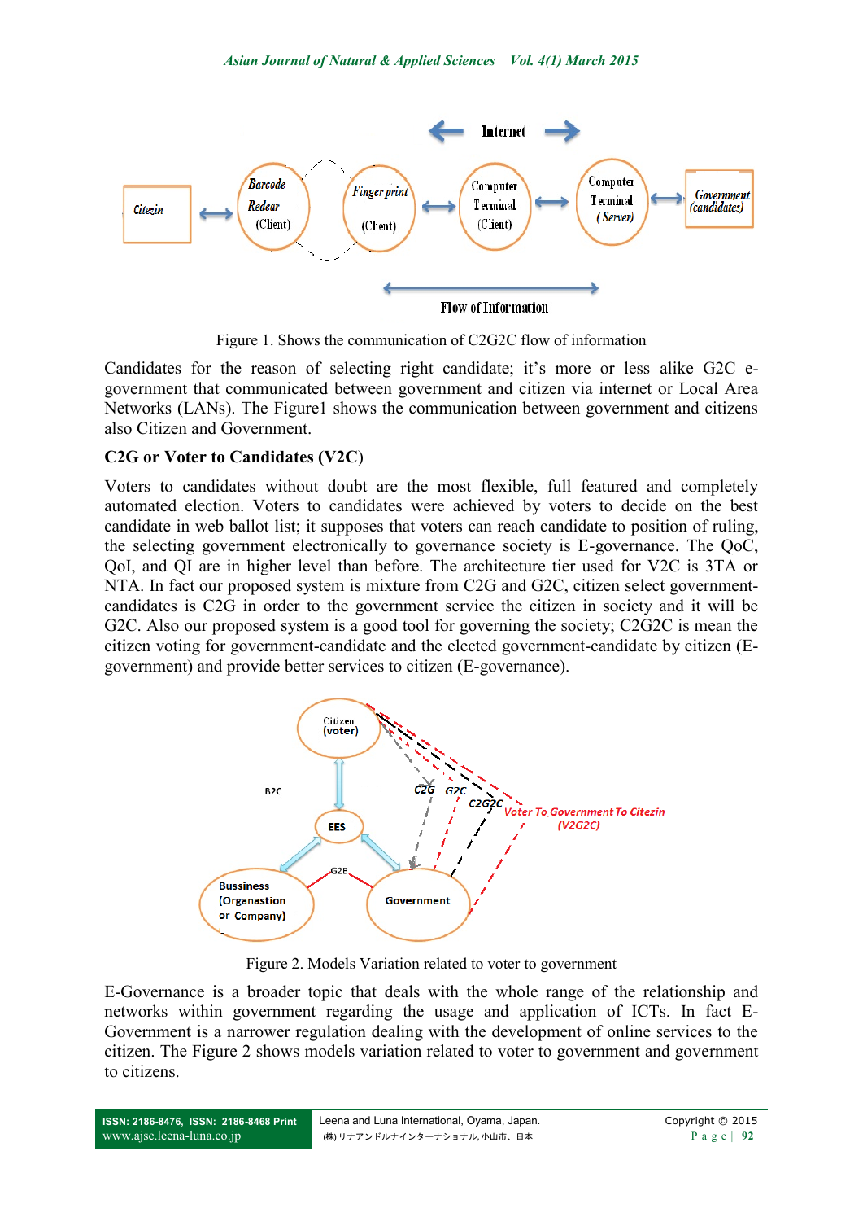Figure 1. Shows the communication of C2G2C flow of information

Candidates for the reason of selecting right candidate; it's more or less alike G2C e-government that communicated between government and citizen via internet or Local Area Networks (LANs). The Figure1 shows the communication between government and citizens also Citizen and Government.

### C2G or Voter to Candidates (V2C)

Voters to candidates without doubt are the most flexible, full featured and completely automated election. Voters to candidates were achieved by voters to decide on the best candidate in web ballot list; it supposes that voters can reach candidate to position of ruling, the selecting government electronically to governance society is E-governance. The QoC, QoI, and QI are in higher level than before. The architecture tier used for V2C is 3TA or NTA. In fact our proposed system is mixture from C2G and G2C, citizen select government-candidates is C2G in order to the government service the citizen in society and it will be G2C. Also our proposed system is a good tool for governing the society; C2G2C is mean the citizen voting for government-candidate and the elected government-candidate by citizen (E-government) and provide better services to citizen (E-governance).

Figure 2. Models Variation related to voter to government

E-Governance is a broader topic that deals with the whole range of the relationship and networks within government regarding the usage and application of ICTs. In fact E-Government is a narrower regulation dealing with the development of online services to the citizen. The Figure 2 shows models variation related to voter to government and government to citizens.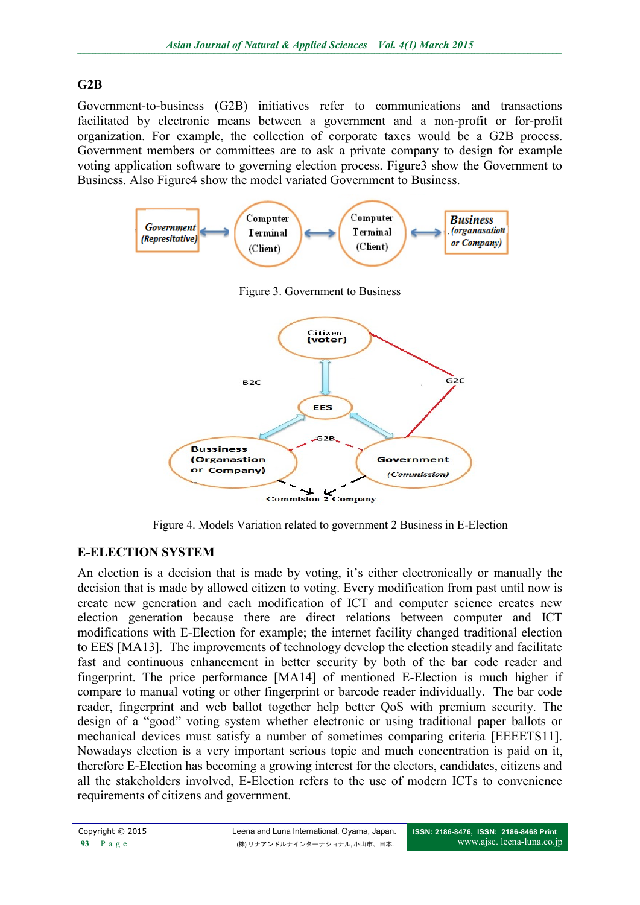## G2B

Government-to-business (G2B) initiatives refer to communications and transactions facilitated by electronic means between a government and a non-profit or for-profit organization. For example, the collection of corporate taxes would be a G2B process. Government members or committees are to ask a private company to design for example voting application software to governing election process. Figure3 show the Government to Business. Also Figure4 show the model variated Government to Business.

Figure 3. Government to Business

Figure 4. Models Variation related to government 2 Business in E-Election

## E-ELECTION SYSTEM

An election is a decision that is made by voting, it's either electronically or manually the decision that is made by allowed citizen to voting. Every modification from past until now is create new generation and each modification of ICT and computer science creates new election generation because there are direct relations between computer and ICT modifications with E-Election for example; the internet facility changed traditional election to EES [MA13]. The improvements of technology develop the election steadily and facilitate fast and continuous enhancement in better security by both of the bar code reader and fingerprint. The price performance [MA14] of mentioned E-Election is much higher if compare to manual voting or other fingerprint or barcode reader individually. The bar code reader, fingerprint and web ballot together help better QoS with premium security. The design of a "good" voting system whether electronic or using traditional paper ballots or mechanical devices must satisfy a number of sometimes comparing criteria [EEEETS11]. Nowadays election is a very important serious topic and much concentration is paid on it, therefore E-Election has becoming a growing interest for the electors, candidates, citizens and all the stakeholders involved, E-Election refers to the use of modern ICTs to convenience requirements of citizens and government.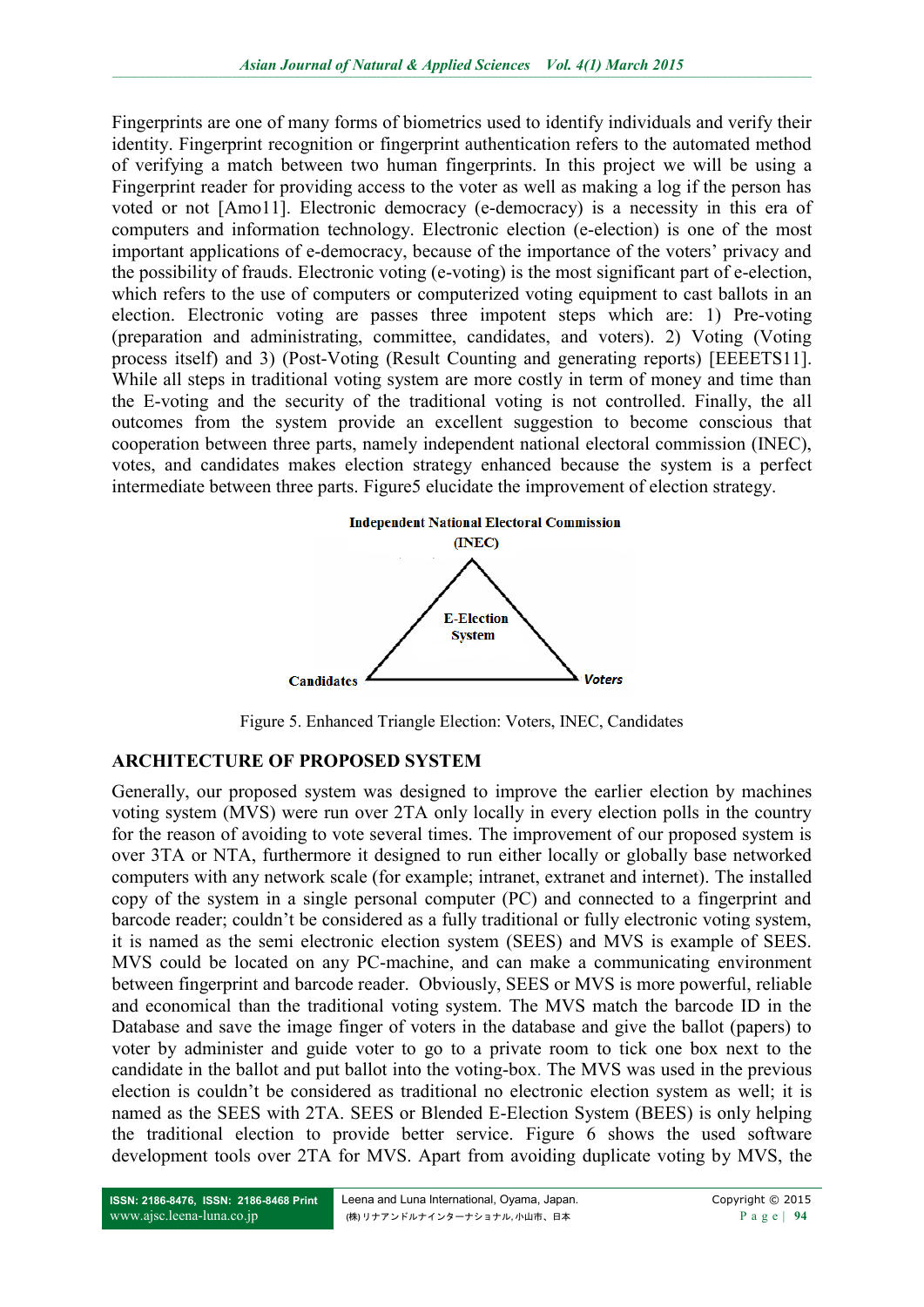Fingerprints are one of many forms of biometrics used to identify individuals and verify their identity. Fingerprint recognition or fingerprint authentication refers to the automated method of verifying a match between two human fingerprints. In this project we will be using a Fingerprint reader for providing access to the voter as well as making a log if the person has voted or not [Amo11]. Electronic democracy (e-democracy) is a necessity in this era of computers and information technology. Electronic election (e-election) is one of the most important applications of e-democracy, because of the importance of the voters' privacy and the possibility of frauds. Electronic voting (e-voting) is the most significant part of e-election, which refers to the use of computers or computerized voting equipment to cast ballots in an election. Electronic voting are passes three impotent steps which are: 1) Pre-voting (preparation and administrating, committee, candidates, and voters). 2) Voting (Voting process itself) and 3) (Post-Voting (Result Counting and generating reports) [EEEETS11]. While all steps in traditional voting system are more costly in term of money and time than the E-voting and the security of the traditional voting is not controlled. Finally, the all outcomes from the system provide an excellent suggestion to become conscious that cooperation between three parts, namely independent national electoral commission (INEC), votes, and candidates makes election strategy enhanced because the system is a perfect intermediate between three parts. Figure5 elucidate the improvement of election strategy.

Independent National Electoral Commission (INEC)

E-Election System

Candidates

Voters

Figure 5. Enhanced Triangle Election: Voters, INEC, Candidates

## ARCHITECTURE OF PROPOSED SYSTEM

Generally, our proposed system was designed to improve the earlier election by machines voting system (MVS) were run over 2TA only locally in every election polls in the country for the reason of avoiding to vote several times. The improvement of our proposed system is over 3TA or NTA, furthermore it designed to run either locally or globally base networked computers with any network scale (for example; intranet, extranet and internet). The installed copy of the system in a single personal computer (PC) and connected to a fingerprint and barcode reader; couldn't be considered as a fully traditional or fully electronic voting system, it is named as the semi electronic election system (SEES) and MVS is example of SEES. MVS could be located on any PC-machine, and can make a communicating environment between fingerprint and barcode reader. Obviously, SEES or MVS is more powerful, reliable and economical than the traditional voting system. The MVS match the barcode ID in the Database and save the image finger of voters in the database and give the ballot (papers) to voter by administer and guide voter to go to a private room to tick one box next to the candidate in the ballot and put ballot into the voting-box. The MVS was used in the previous election is couldn't be considered as traditional no electronic election system as well; it is named as the SEES with 2TA. SEES or Blended E-Election System (BEES) is only helping the traditional election to provide better service. Figure 6 shows the used software development tools over 2TA for MVS. Apart from avoiding duplicate voting by MVS, the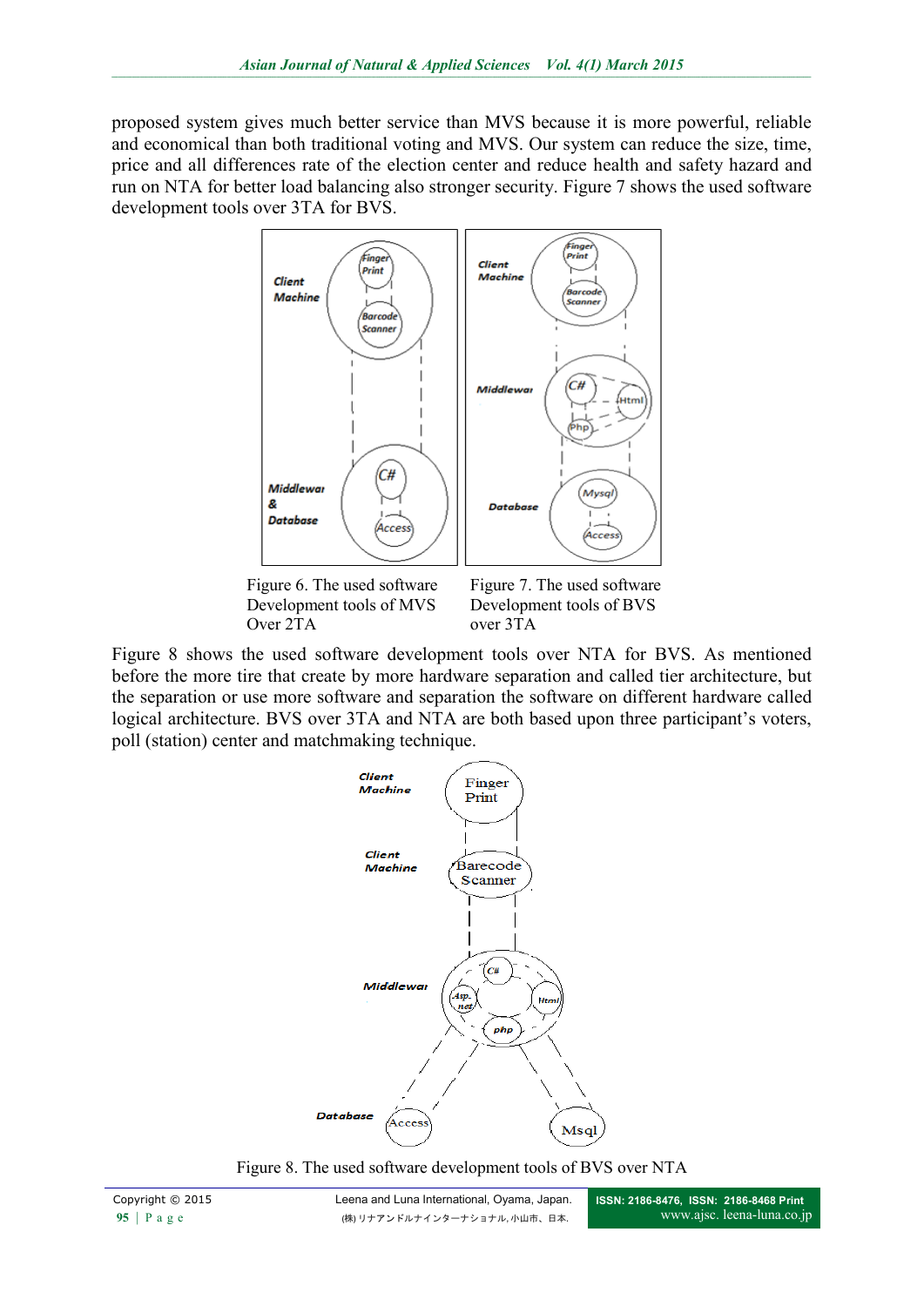proposed system gives much better service than MVS because it is more powerful, reliable and economical than both traditional voting and MVS. Our system can reduce the size, time, price and all differences rate of the election center and reduce health and safety hazard and run on NTA for better load balancing also stronger security. Figure 7 shows the used software development tools over 3TA for BVS.

Figure 6. The used software Development tools of MVS Over 2TA

Figure 7. The used software Development tools of BVS over 3TA

Figure 8 shows the used software development tools over NTA for BVS. As mentioned before the more tire that create by more hardware separation and called tier architecture, but the separation or use more software and separation the software on different hardware called logical architecture. BVS over 3TA and NTA are both based upon three participant's voters, poll (station) center and matchmaking technique.

Figure 8. The used software development tools of BVS over NTA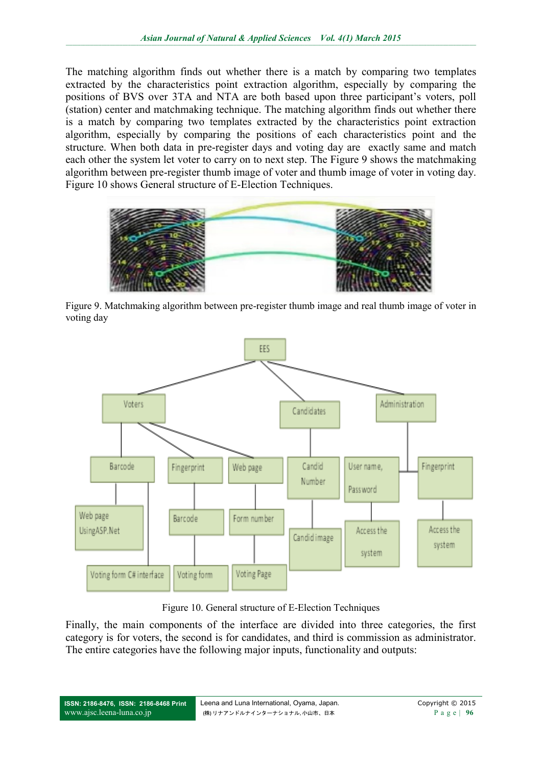The matching algorithm finds out whether there is a match by comparing two templates extracted by the characteristics point extraction algorithm, especially by comparing the positions of BVS over 3TA and NTA are both based upon three participant's voters, poll (station) center and matchmaking technique. The matching algorithm finds out whether there is a match by comparing two templates extracted by the characteristics point extraction algorithm, especially by comparing the positions of each characteristics point and the structure. When both data in pre-register days and voting day are exactly same and match each other the system let voter to carry on to next step. The Figure 9 shows the matchmaking algorithm between pre-register thumb image of voter and thumb image of voter in voting day. Figure 10 shows General structure of E-Election Techniques.

Figure 9. Matchmaking algorithm between pre-register thumb image and real thumb image of voter in voting day

Figure 10. General structure of E-Election Techniques

Finally, the main components of the interface are divided into three categories, the first category is for voters, the second is for candidates, and third is commission as administrator. The entire categories have the following major inputs, functionality and outputs: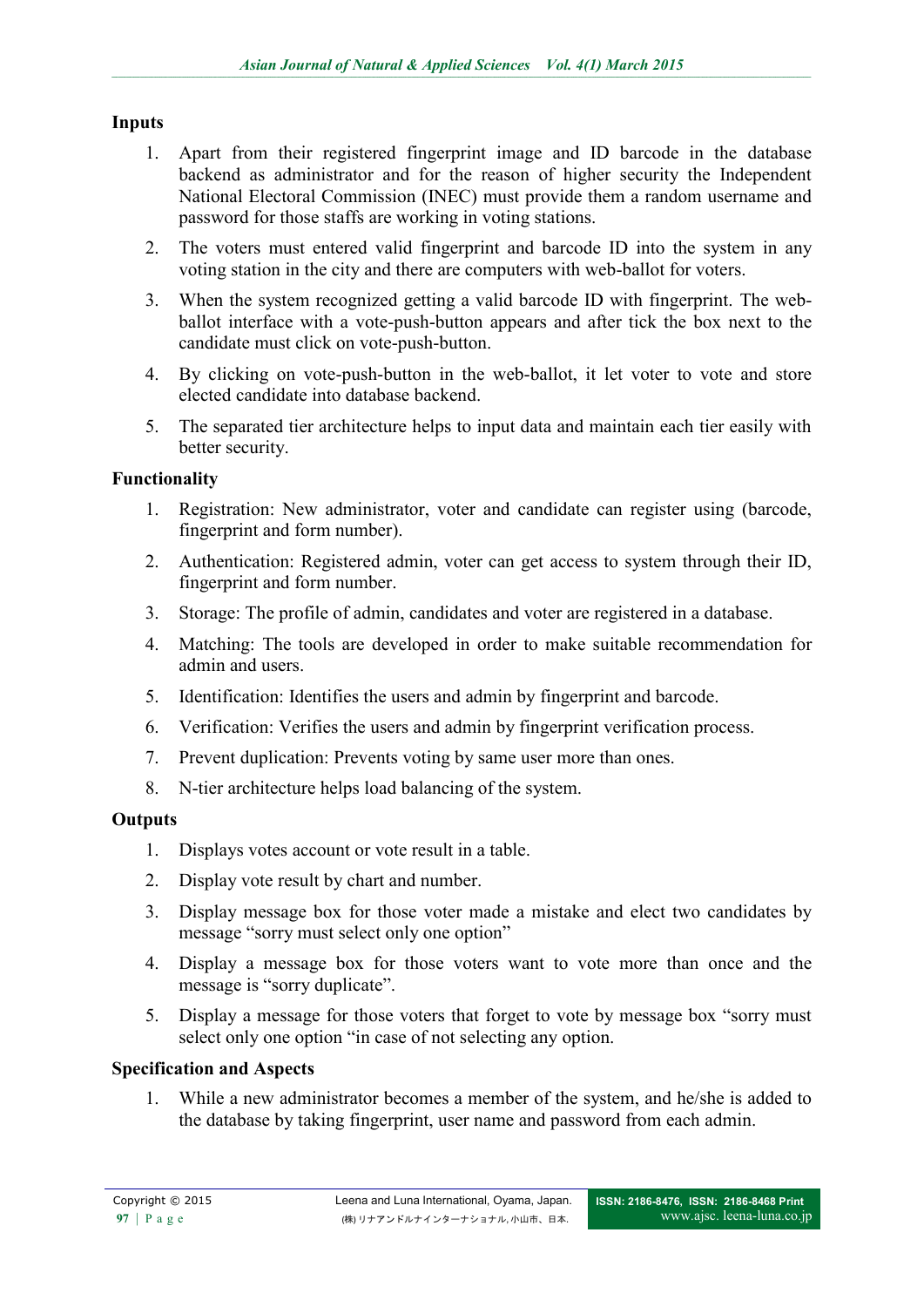**Inputs**

1. Apart from their registered fingerprint image and ID barcode in the database backend as administrator and for the reason of higher security the Independent National Electoral Commission (INEC) must provide them a random username and password for those staffs are working in voting stations.
2. The voters must entered valid fingerprint and barcode ID into the system in any voting station in the city and there are computers with web-ballot for voters.
3. When the system recognized getting a valid barcode ID with fingerprint. The web-ballot interface with a vote-push-button appears and after tick the box next to the candidate must click on vote-push-button.
4. By clicking on vote-push-button in the web-ballot, it let voter to vote and store elected candidate into database backend.
5. The separated tier architecture helps to input data and maintain each tier easily with better security.

**Functionality**

1. Registration: New administrator, voter and candidate can register using (barcode, fingerprint and form number).
2. Authentication: Registered admin, voter can get access to system through their ID, fingerprint and form number.
3. Storage: The profile of admin, candidates and voter are registered in a database.
4. Matching: The tools are developed in order to make suitable recommendation for admin and users.
5. Identification: Identifies the users and admin by fingerprint and barcode.
6. Verification: Verifies the users and admin by fingerprint verification process.
7. Prevent duplication: Prevents voting by same user more than ones.
8. N-tier architecture helps load balancing of the system.

**Outputs**

1. Displays votes account or vote result in a table.
2. Display vote result by chart and number.
3. Display message box for those voter made a mistake and elect two candidates by message "sorry must select only one option"
4. Display a message box for those voters want to vote more than once and the message is "sorry duplicate".
5. Display a message for those voters that forget to vote by message box "sorry must select only one option "in case of not selecting any option.

**Specification and Aspects**

1. While a new administrator becomes a member of the system, and he/she is added to the database by taking fingerprint, user name and password from each admin.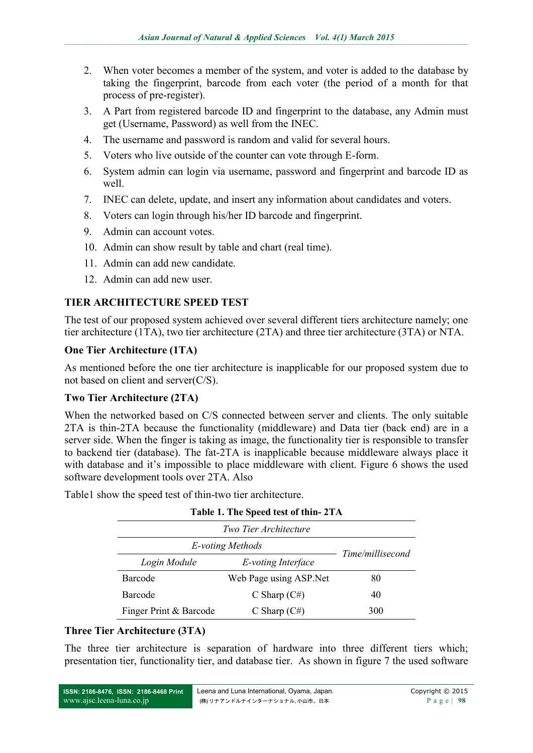2. When voter becomes a member of the system, and voter is added to the database by taking the fingerprint, barcode from each voter (the period of a month for that process of pre-register).
3. A Part from registered barcode ID and fingerprint to the database, any Admin must get (Username, Password) as well from the INEC.
4. The username and password is random and valid for several hours.
5. Voters who live outside of the counter can vote through E-form.
6. System admin can login via username, password and fingerprint and barcode ID as well.
7. INEC can delete, update, and insert any information about candidates and voters.
8. Voters can login through his/her ID barcode and fingerprint.
9. Admin can account votes.
10. Admin can show result by table and chart (real time).
11. Admin can add new candidate.
12. Admin can add new user.

## TIER ARCHITECTURE SPEED TEST

The test of our proposed system achieved over several different tiers architecture namely; one tier architecture (1TA), two tier architecture (2TA) and three tier architecture (3TA) or NTA.

### One Tier Architecture (1TA)

As mentioned before the one tier architecture is inapplicable for our proposed system due to not based on client and server(C/S).

### Two Tier Architecture (2TA)

When the networked based on C/S connected between server and clients. The only suitable 2TA is thin-2TA because the functionality (middleware) and Data tier (back end) are in a server side. When the finger is taking as image, the functionality tier is responsible to transfer to backend tier (database). The fat-2TA is inapplicable because middleware always place it with database and it's impossible to place middleware with client. Figure 6 shows the used software development tools over 2TA. Also

Table1 show the speed test of thin-two tier architecture.

**Table 1. The Speed test of thin- 2TA**

| *Two Tier Architecture* | | |
|---|---|---|
| *E-voting Methods* | | *Time/millisecond* |
| *Login Module* | *E-voting Interface* | |
| Barcode | Web Page using ASP.Net | 80 |
| Barcode | C Sharp (C#) | 40 |
| Finger Print & Barcode | C Sharp (C#) | 300 |

### Three Tier Architecture (3TA)

The three tier architecture is separation of hardware into three different tiers which; presentation tier, functionality tier, and database tier. As shown in figure 7 the used software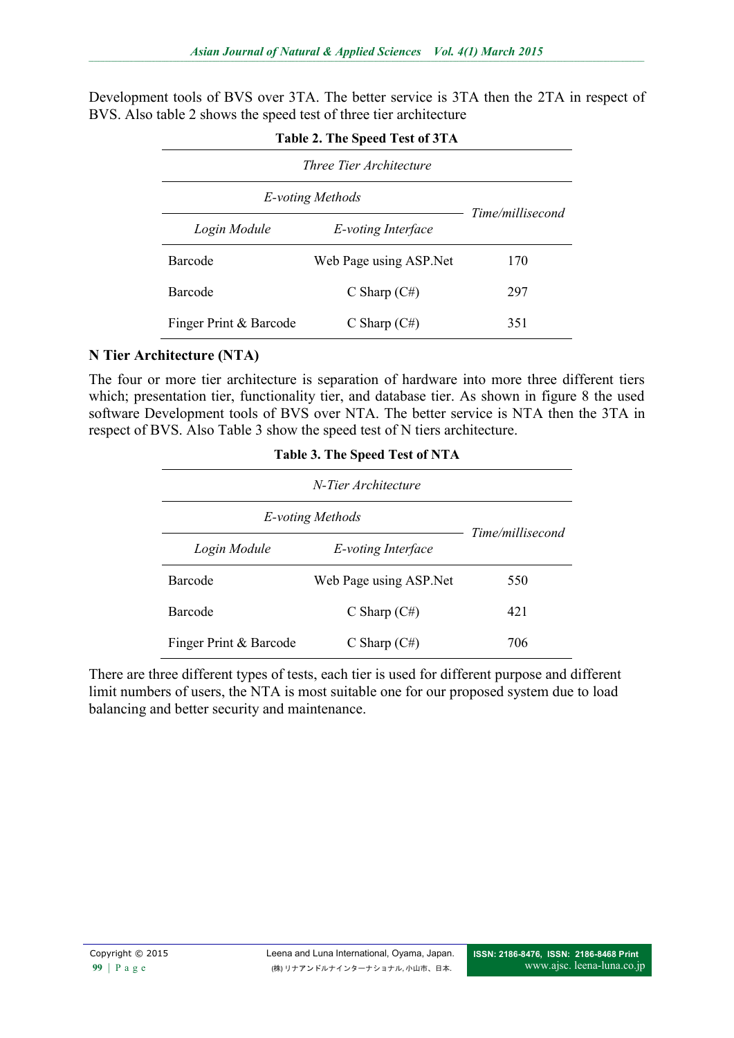Development tools of BVS over 3TA. The better service is 3TA then the 2TA in respect of BVS. Also table 2 shows the speed test of three tier architecture

**Table 2. The Speed Test of 3TA**

| *Three Tier Architecture* | | |
|---|---|---|
| *E-voting Methods* | | *Time/millisecond* |
| *Login Module* | *E-voting Interface* | |
| Barcode | Web Page using ASP.Net | 170 |
| Barcode | C Sharp (C#) | 297 |
| Finger Print & Barcode | C Sharp (C#) | 351 |

**N Tier Architecture (NTA)**

The four or more tier architecture is separation of hardware into more three different tiers which; presentation tier, functionality tier, and database tier. As shown in figure 8 the used software Development tools of BVS over NTA. The better service is NTA then the 3TA in respect of BVS. Also Table 3 show the speed test of N tiers architecture.

**Table 3. The Speed Test of NTA**

| *N-Tier Architecture* | | |
|---|---|---|
| *E-voting Methods* | | *Time/millisecond* |
| *Login Module* | *E-voting Interface* | |
| Barcode | Web Page using ASP.Net | 550 |
| Barcode | C Sharp (C#) | 421 |
| Finger Print & Barcode | C Sharp (C#) | 706 |

There are three different types of tests, each tier is used for different purpose and different limit numbers of users, the NTA is most suitable one for our proposed system due to load balancing and better security and maintenance.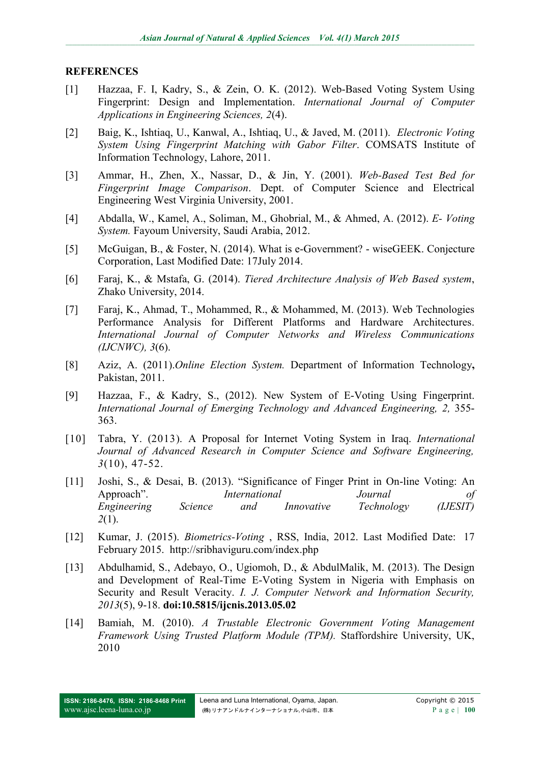## REFERENCES

[1] Hazzaa, F. I, Kadry, S., & Zein, O. K. (2012). Web-Based Voting System Using Fingerprint: Design and Implementation. *International Journal of Computer Applications in Engineering Sciences, 2*(4).

[2] Baig, K., Ishtiaq, U., Kanwal, A., Ishtiaq, U., & Javed, M. (2011). *Electronic Voting System Using Fingerprint Matching with Gabor Filter*. COMSATS Institute of Information Technology, Lahore, 2011.

[3] Ammar, H., Zhen, X., Nassar, D., & Jin, Y. (2001). *Web-Based Test Bed for Fingerprint Image Comparison*. Dept. of Computer Science and Electrical Engineering West Virginia University, 2001.

[4] Abdalla, W., Kamel, A., Soliman, M., Ghobrial, M., & Ahmed, A. (2012). *E- Voting System.* Fayoum University, Saudi Arabia, 2012.

[5] McGuigan, B., & Foster, N. (2014). What is e-Government? - wiseGEEK. Conjecture Corporation, Last Modified Date: 17July 2014.

[6] Faraj, K., & Mstafa, G. (2014). *Tiered Architecture Analysis of Web Based system*, Zhako University, 2014.

[7] Faraj, K., Ahmad, T., Mohammed, R., & Mohammed, M. (2013). Web Technologies Performance Analysis for Different Platforms and Hardware Architectures. *International Journal of Computer Networks and Wireless Communications (IJCNWC), 3*(6).

[8] Aziz, A. (2011).*Online Election System.* Department of Information Technology**,** Pakistan, 2011.

[9] Hazzaa, F., & Kadry, S., (2012). New System of E-Voting Using Fingerprint. *International Journal of Emerging Technology and Advanced Engineering, 2,* 355-363.

[10] Tabra, Y. (2013). A Proposal for Internet Voting System in Iraq. *International Journal of Advanced Research in Computer Science and Software Engineering, 3*(10), 47-52.

[11] Joshi, S., & Desai, B. (2013). "Significance of Finger Print in On-line Voting: An Approach". *International Journal of Engineering Science and Innovative Technology (IJESIT) 2*(1).

[12] Kumar, J. (2015). *Biometrics-Voting* , RSS, India, 2012. Last Modified Date: 17 February 2015. http://sribhaviguru.com/index.php

[13] Abdulhamid, S., Adebayo, O., Ugiomoh, D., & AbdulMalik, M. (2013). The Design and Development of Real-Time E-Voting System in Nigeria with Emphasis on Security and Result Veracity. *I. J. Computer Network and Information Security, 2013*(5), 9-18. **doi:10.5815/ijcnis.2013.05.02**

[14] Bamiah, M. (2010). *A Trustable Electronic Government Voting Management Framework Using Trusted Platform Module (TPM).* Staffordshire University, UK, 2010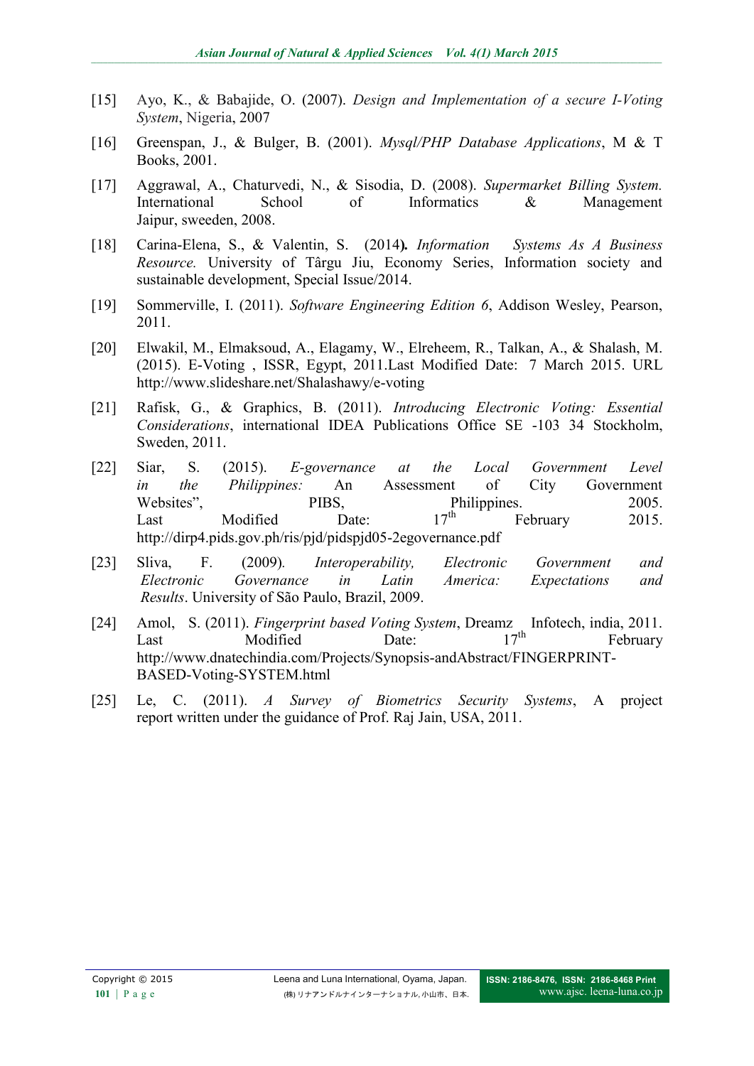[15] Ayo, K., & Babajide, O. (2007). *Design and Implementation of a secure I-Voting System*, Nigeria, 2007

[16] Greenspan, J., & Bulger, B. (2001). *Mysql/PHP Database Applications*, M & T Books, 2001.

[17] Aggrawal, A., Chaturvedi, N., & Sisodia, D. (2008). *Supermarket Billing System.* International School of Informatics & Management Jaipur, sweeden, 2008.

[18] Carina-Elena, S., & Valentin, S. (2014**).** *Information Systems As A Business Resource.* University of Târgu Jiu, Economy Series, Information society and sustainable development, Special Issue/2014.

[19] Sommerville, I. (2011). *Software Engineering Edition 6*, Addison Wesley, Pearson, 2011.

[20] Elwakil, M., Elmaksoud, A., Elagamy, W., Elreheem, R., Talkan, A., & Shalash, M. (2015). E-Voting , ISSR, Egypt, 2011.Last Modified Date: 7 March 2015. URL http://www.slideshare.net/Shalashawy/e-voting

[21] Rafisk, G., & Graphics, B. (2011). *Introducing Electronic Voting: Essential Considerations*, international IDEA Publications Office SE -103 34 Stockholm, Sweden, 2011.

[22] Siar, S. (2015). *E-governance at the Local Government Level in the Philippines:* An Assessment of City Government Websites", PIBS, Philippines. 2005. Last Modified Date: 17th February 2015. http://dirp4.pids.gov.ph/ris/pjd/pidspjd05-2egovernance.pdf

[23] Sliva, F. (2009)*. Interoperability, Electronic Government and Electronic Governance in Latin America: Expectations and Results*. University of São Paulo, Brazil, 2009.

[24] Amol, S. (2011). *Fingerprint based Voting System*, Dreamz Infotech, india, 2011. Last Modified Date: 17th February http://www.dnatechindia.com/Projects/Synopsis-andAbstract/FINGERPRINT-BASED-Voting-SYSTEM.html

[25] Le, C. (2011). *A Survey of Biometrics Security Systems*, A project report written under the guidance of Prof. Raj Jain, USA, 2011.